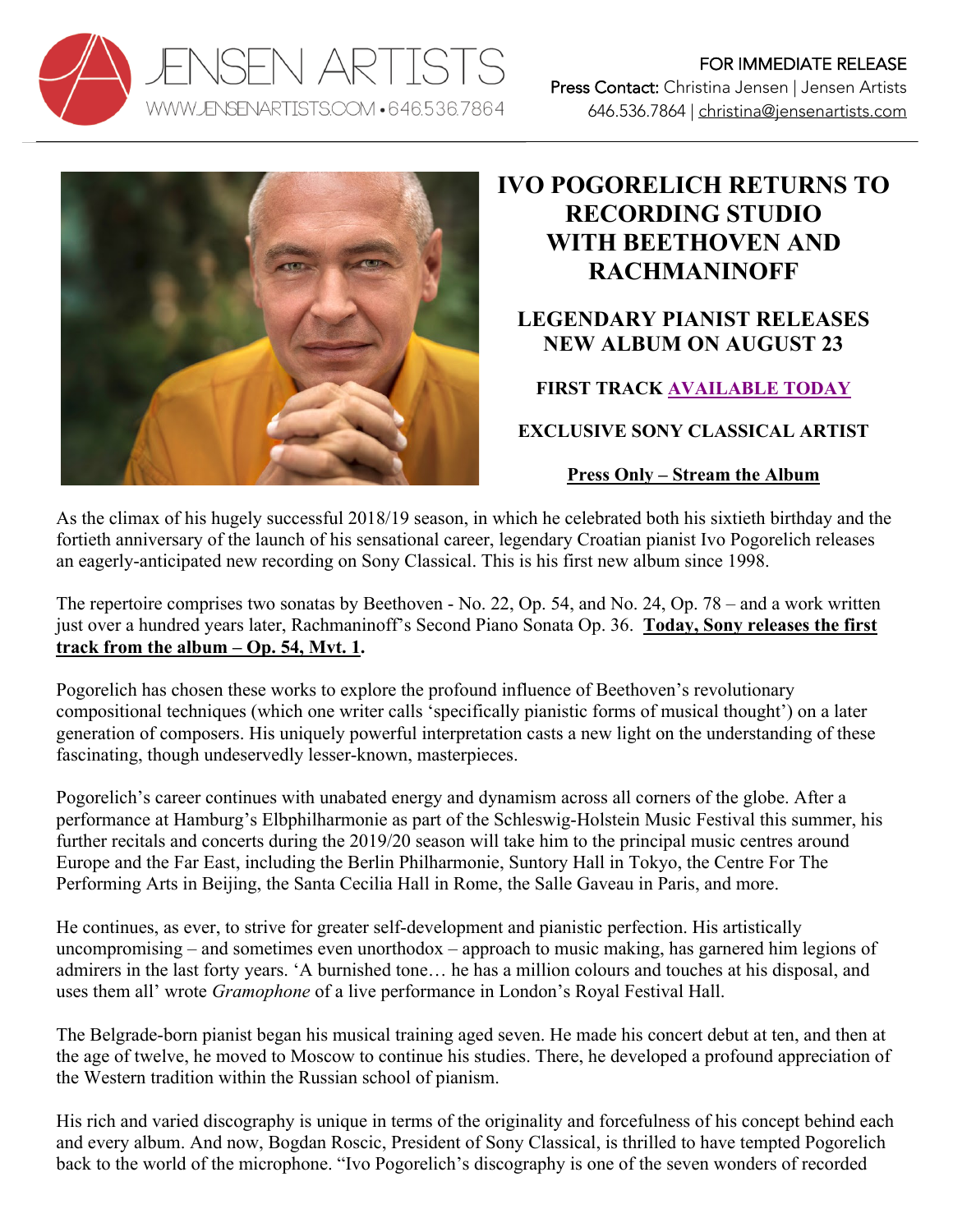JENSEN ARTISTS
WWW.JENSENARTISTS.COM • 646.536.7864

FOR IMMEDIATE RELEASE
**Press Contact:** Christina Jensen | Jensen Artists
646.536.7864 | christina@jensenartists.com

# IVO POGORELICH RETURNS TO RECORDING STUDIO WITH BEETHOVEN AND RACHMANINOFF

## LEGENDARY PIANIST RELEASES NEW ALBUM ON AUGUST 23

**FIRST TRACK AVAILABLE TODAY**

**EXCLUSIVE SONY CLASSICAL ARTIST**

**Press Only – Stream the Album**

As the climax of his hugely successful 2018/19 season, in which he celebrated both his sixtieth birthday and the fortieth anniversary of the launch of his sensational career, legendary Croatian pianist Ivo Pogorelich releases an eagerly-anticipated new recording on Sony Classical. This is his first new album since 1998.

The repertoire comprises two sonatas by Beethoven - No. 22, Op. 54, and No. 24, Op. 78 – and a work written just over a hundred years later, Rachmaninoff's Second Piano Sonata Op. 36. **Today, Sony releases the first track from the album – Op. 54, Mvt. 1.**

Pogorelich has chosen these works to explore the profound influence of Beethoven's revolutionary compositional techniques (which one writer calls 'specifically pianistic forms of musical thought') on a later generation of composers. His uniquely powerful interpretation casts a new light on the understanding of these fascinating, though undeservedly lesser-known, masterpieces.

Pogorelich's career continues with unabated energy and dynamism across all corners of the globe. After a performance at Hamburg's Elbphilharmonie as part of the Schleswig-Holstein Music Festival this summer, his further recitals and concerts during the 2019/20 season will take him to the principal music centres around Europe and the Far East, including the Berlin Philharmonie, Suntory Hall in Tokyo, the Centre For The Performing Arts in Beijing, the Santa Cecilia Hall in Rome, the Salle Gaveau in Paris, and more.

He continues, as ever, to strive for greater self-development and pianistic perfection. His artistically uncompromising – and sometimes even unorthodox – approach to music making, has garnered him legions of admirers in the last forty years. 'A burnished tone… he has a million colours and touches at his disposal, and uses them all' wrote *Gramophone* of a live performance in London's Royal Festival Hall.

The Belgrade-born pianist began his musical training aged seven. He made his concert debut at ten, and then at the age of twelve, he moved to Moscow to continue his studies. There, he developed a profound appreciation of the Western tradition within the Russian school of pianism.

His rich and varied discography is unique in terms of the originality and forcefulness of his concept behind each and every album. And now, Bogdan Roscic, President of Sony Classical, is thrilled to have tempted Pogorelich back to the world of the microphone. "Ivo Pogorelich's discography is one of the seven wonders of recorded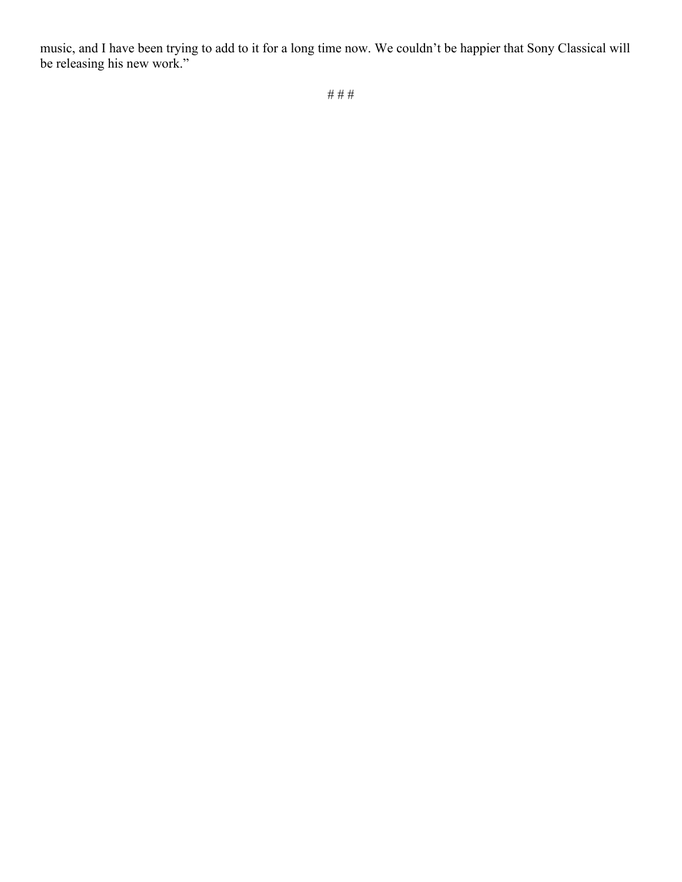music, and I have been trying to add to it for a long time now. We couldn't be happier that Sony Classical will be releasing his new work."

# # #